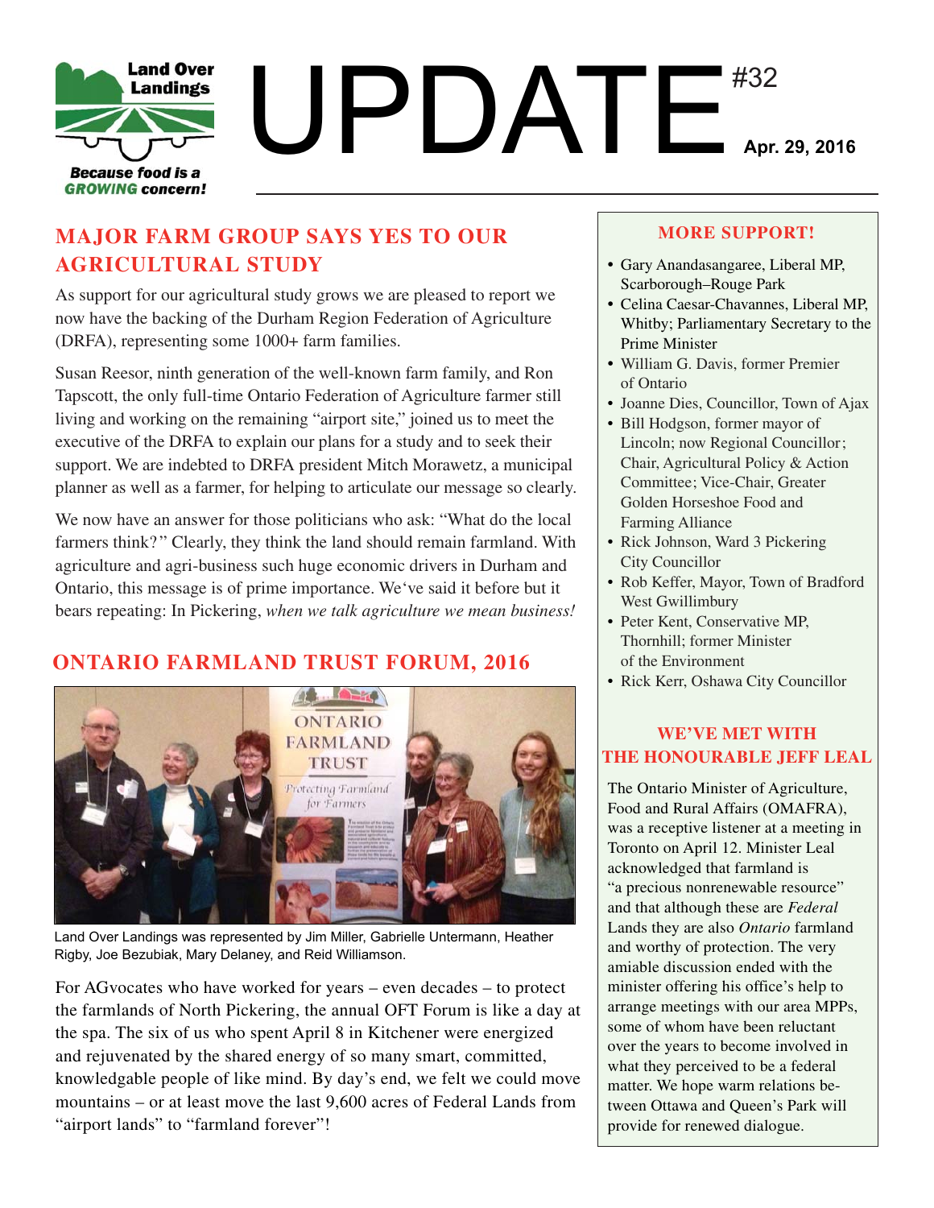Land Over Landings

*Because food is a GROWING concern!*

# UPDATE #32

**Apr. 29, 2016**

## MAJOR FARM GROUP SAYS YES TO OUR AGRICULTURAL STUDY

As support for our agricultural study grows we are pleased to report we now have the backing of the Durham Region Federation of Agriculture (DRFA), representing some 1000+ farm families.

Susan Reesor, ninth generation of the well-known farm family, and Ron Tapscott, the only full-time Ontario Federation of Agriculture farmer still living and working on the remaining "airport site," joined us to meet the executive of the DRFA to explain our plans for a study and to seek their support. We are indebted to DRFA president Mitch Morawetz, a municipal planner as well as a farmer, for helping to articulate our message so clearly.

We now have an answer for those politicians who ask: "What do the local farmers think?" Clearly, they think the land should remain farmland. With agriculture and agri-business such huge economic drivers in Durham and Ontario, this message is of prime importance. We've said it before but it bears repeating: In Pickering, *when we talk agriculture we mean business!*

## ONTARIO FARMLAND TRUST FORUM, 2016

Land Over Landings was represented by Jim Miller, Gabrielle Untermann, Heather Rigby, Joe Bezubiak, Mary Delaney, and Reid Williamson.

For AGvocates who have worked for years – even decades – to protect the farmlands of North Pickering, the annual OFT Forum is like a day at the spa. The six of us who spent April 8 in Kitchener were energized and rejuvenated by the shared energy of so many smart, committed, knowledgable people of like mind. By day's end, we felt we could move mountains – or at least move the last 9,600 acres of Federal Lands from "airport lands" to "farmland forever"!

## MORE SUPPORT!

- Gary Anandasangaree, Liberal MP, Scarborough–Rouge Park
- Celina Caesar-Chavannes, Liberal MP, Whitby; Parliamentary Secretary to the Prime Minister
- William G. Davis, former Premier of Ontario
- Joanne Dies, Councillor, Town of Ajax
- Bill Hodgson, former mayor of Lincoln; now Regional Councillor; Chair, Agricultural Policy & Action Committee; Vice-Chair, Greater Golden Horseshoe Food and Farming Alliance
- Rick Johnson, Ward 3 Pickering City Councillor
- Rob Keffer, Mayor, Town of Bradford West Gwillimbury
- Peter Kent, Conservative MP, Thornhill; former Minister of the Environment
- Rick Kerr, Oshawa City Councillor

## WE'VE MET WITH THE HONOURABLE JEFF LEAL

The Ontario Minister of Agriculture, Food and Rural Affairs (OMAFRA), was a receptive listener at a meeting in Toronto on April 12. Minister Leal acknowledged that farmland is "a precious nonrenewable resource" and that although these are *Federal* Lands they are also *Ontario* farmland and worthy of protection. The very amiable discussion ended with the minister offering his office's help to arrange meetings with our area MPPs, some of whom have been reluctant over the years to become involved in what they perceived to be a federal matter. We hope warm relations between Ottawa and Queen's Park will provide for renewed dialogue.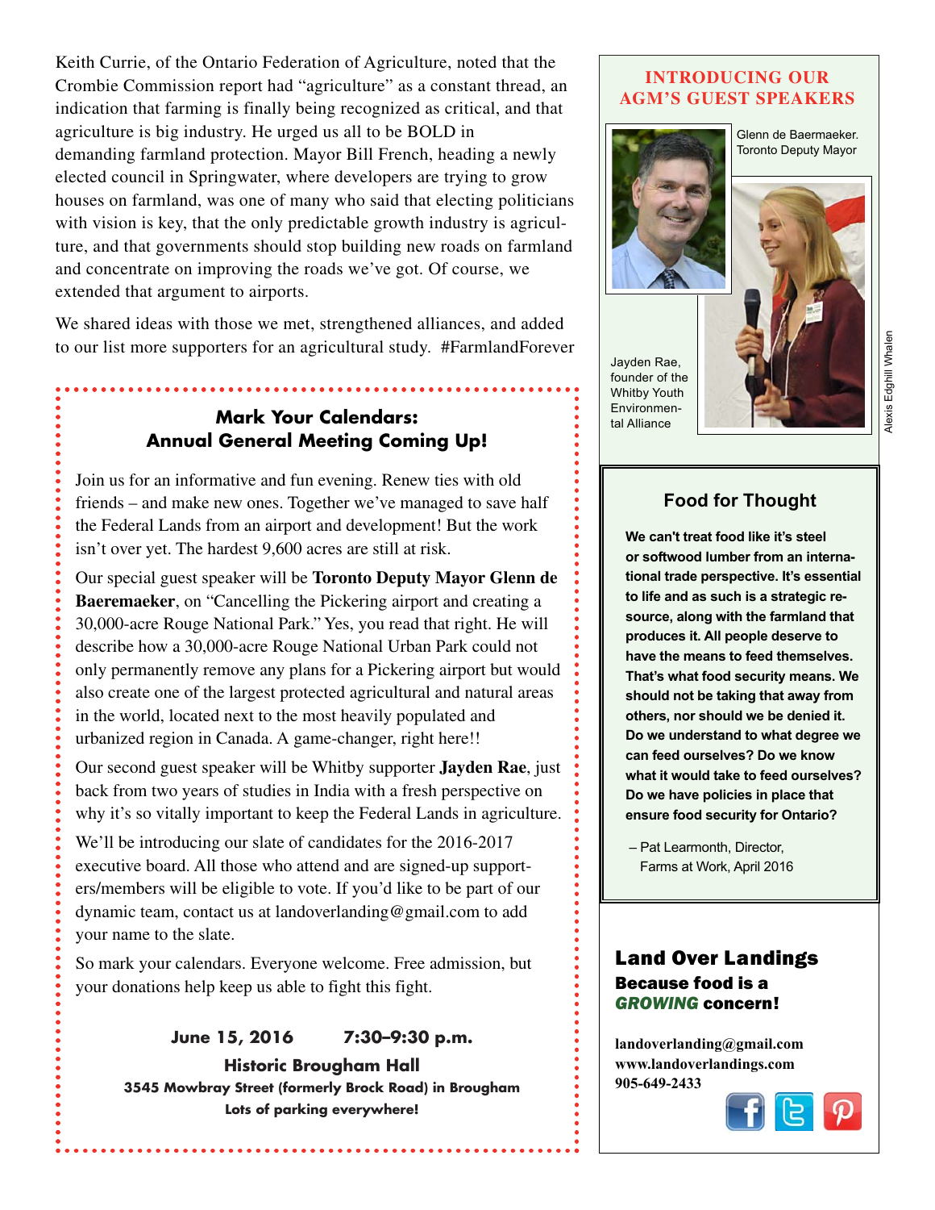Keith Currie, of the Ontario Federation of Agriculture, noted that the Crombie Commission report had “agriculture” as a constant thread, an indication that farming is finally being recognized as critical, and that agriculture is big industry. He urged us all to be BOLD in demanding farmland protection. Mayor Bill French, heading a newly elected council in Springwater, where developers are trying to grow houses on farmland, was one of many who said that electing politicians with vision is key, that the only predictable growth industry is agriculture, and that governments should stop building new roads on farmland and concentrate on improving the roads we’ve got. Of course, we extended that argument to airports.

We shared ideas with those we met, strengthened alliances, and added to our list more supporters for an agricultural study. #FarmlandForever

## Mark Your Calendars: Annual General Meeting Coming Up!

Join us for an informative and fun evening. Renew ties with old friends – and make new ones. Together we’ve managed to save half the Federal Lands from an airport and development! But the work isn’t over yet. The hardest 9,600 acres are still at risk.

Our special guest speaker will be **Toronto Deputy Mayor Glenn de Baeremaeker**, on “Cancelling the Pickering airport and creating a 30,000-acre Rouge National Park.” Yes, you read that right. He will describe how a 30,000-acre Rouge National Urban Park could not only permanently remove any plans for a Pickering airport but would also create one of the largest protected agricultural and natural areas in the world, located next to the most heavily populated and urbanized region in Canada. A game-changer, right here!!

Our second guest speaker will be Whitby supporter **Jayden Rae**, just back from two years of studies in India with a fresh perspective on why it’s so vitally important to keep the Federal Lands in agriculture.

We’ll be introducing our slate of candidates for the 2016-2017 executive board. All those who attend and are signed-up supporters/members will be eligible to vote. If you’d like to be part of our dynamic team, contact us at landoverlanding@gmail.com to add your name to the slate.

So mark your calendars. Everyone welcome. Free admission, but your donations help keep us able to fight this fight.

**June 15, 2016 7:30–9:30 p.m.**

**Historic Brougham Hall**

**3545 Mowbray Street (formerly Brock Road) in Brougham**

**Lots of parking everywhere!**

## INTRODUCING OUR AGM’S GUEST SPEAKERS

Glenn de Baermaeker. Toronto Deputy Mayor

Jayden Rae, founder of the Whitby Youth Environmental Alliance

Alexis Edghill Whalen

## Food for Thought

**We can't treat food like it's steel or softwood lumber from an international trade perspective. It's essential to life and as such is a strategic resource, along with the farmland that produces it. All people deserve to have the means to feed themselves. That's what food security means. We should not be taking that away from others, nor should we be denied it. Do we understand to what degree we can feed ourselves? Do we know what it would take to feed ourselves? Do we have policies in place that ensure food security for Ontario?**

– Pat Learmonth, Director, Farms at Work, April 2016

## Land Over Landings

**Because food is a *GROWING* concern!**

**landoverlanding@gmail.com**
**www.landoverlandings.com**
**905-649-2433**